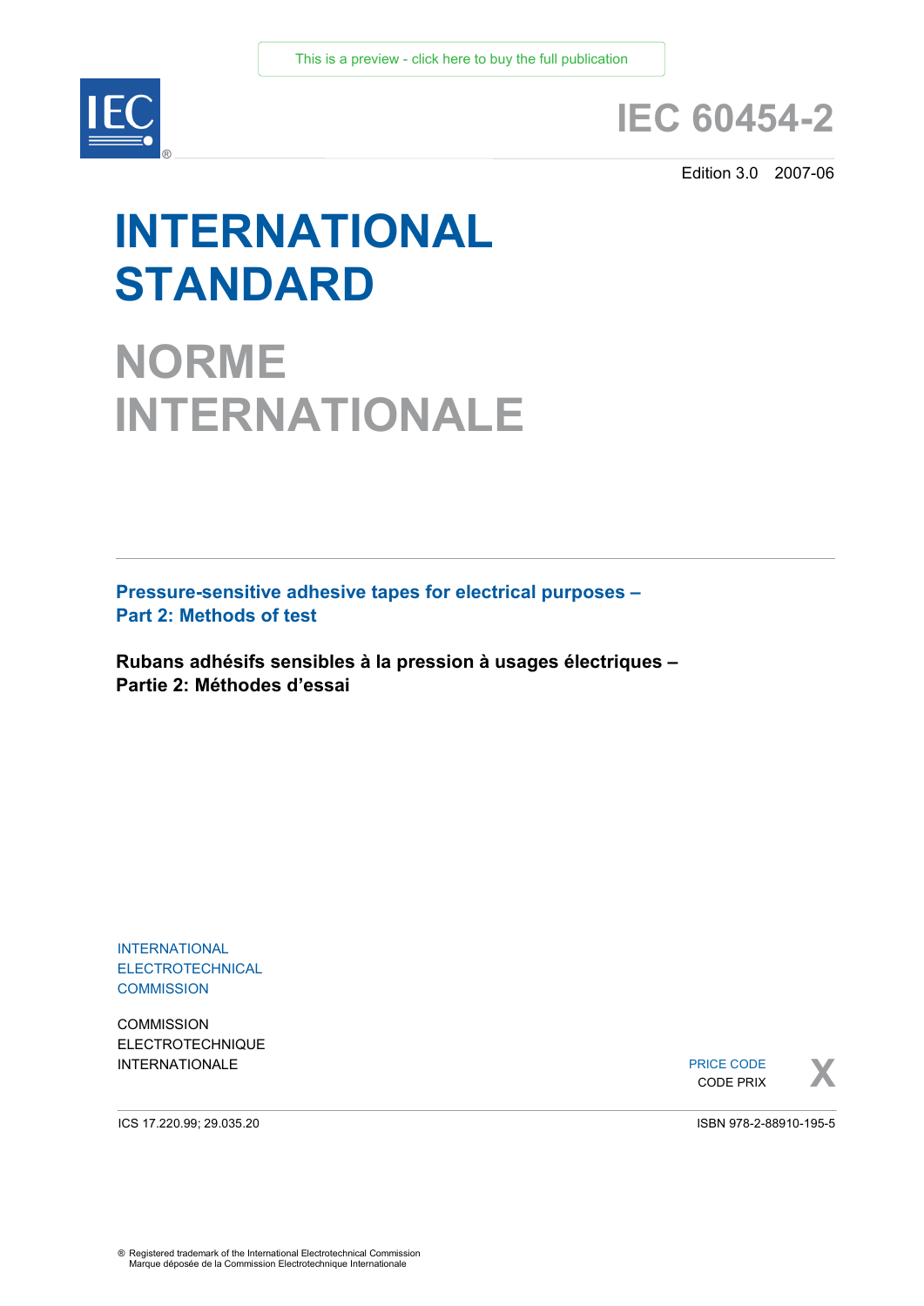This is a preview - click here to buy the full publication

IEC 60454-2

Edition 3.0 2007-06

# INTERNATIONAL STANDARD

# NORME INTERNATIONALE

## Pressure-sensitive adhesive tapes for electrical purposes – Part 2: Methods of test

## Rubans adhésifs sensibles à la pression à usages électriques – Partie 2: Méthodes d'essai

INTERNATIONAL ELECTROTECHNICAL COMMISSION

COMMISSION ELECTROTECHNIQUE INTERNATIONALE

PRICE CODE
CODE PRIX
X

ICS 17.220.99; 29.035.20

ISBN 978-2-88910-195-5

® Registered trademark of the International Electrotechnical Commission
Marque déposée de la Commission Electrotechnique Internationale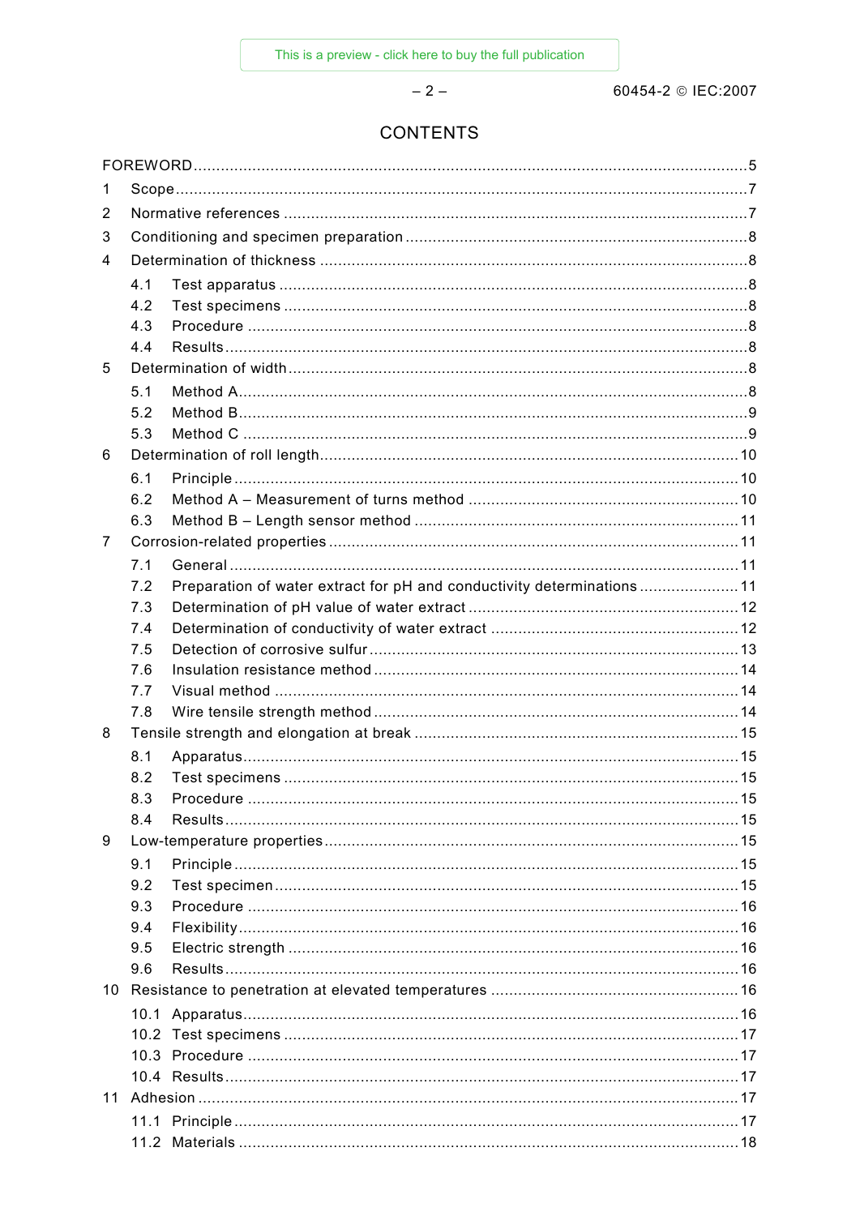# CONTENTS

FOREWORD .......................................................................................................................... 5

1 Scope .............................................................................................................................. 7

2 Normative references ........................................................................................................ 7

3 Conditioning and specimen preparation ............................................................................. 8

4 Determination of thickness ................................................................................................ 8

  4.1 Test apparatus ......................................................................................................... 8

  4.2 Test specimens ........................................................................................................ 8

  4.3 Procedure ................................................................................................................ 8

  4.4 Results ..................................................................................................................... 8

5 Determination of width ....................................................................................................... 8

  5.1 Method A .................................................................................................................. 8

  5.2 Method B .................................................................................................................. 9

  5.3 Method C .................................................................................................................. 9

6 Determination of roll length ............................................................................................. 10

  6.1 Principle ................................................................................................................. 10

  6.2 Method A – Measurement of turns method .............................................................. 10

  6.3 Method B – Length sensor method .......................................................................... 11

7 Corrosion-related properties ............................................................................................ 11

  7.1 General .................................................................................................................. 11

  7.2 Preparation of water extract for pH and conductivity determinations ......................... 11

  7.3 Determination of pH value of water extract .............................................................. 12

  7.4 Determination of conductivity of water extract .......................................................... 12

  7.5 Detection of corrosive sulfur .................................................................................... 13

  7.6 Insulation resistance method ................................................................................... 14

  7.7 Visual method ......................................................................................................... 14

  7.8 Wire tensile strength method ................................................................................... 14

8 Tensile strength and elongation at break .......................................................................... 15

  8.1 Apparatus ............................................................................................................... 15

  8.2 Test specimens ....................................................................................................... 15

  8.3 Procedure ............................................................................................................... 15

  8.4 Results ................................................................................................................... 15

9 Low-temperature properties ............................................................................................. 15

  9.1 Principle ................................................................................................................. 15

  9.2 Test specimen ......................................................................................................... 15

  9.3 Procedure ............................................................................................................... 16

  9.4 Flexibility ................................................................................................................ 16

  9.5 Electric strength ...................................................................................................... 16

  9.6 Results ................................................................................................................... 16

10 Resistance to penetration at elevated temperatures ......................................................... 16

  10.1 Apparatus ............................................................................................................... 16

  10.2 Test specimens ....................................................................................................... 17

  10.3 Procedure ............................................................................................................... 17

  10.4 Results ................................................................................................................... 17

11 Adhesion ......................................................................................................................... 17

  11.1 Principle ................................................................................................................. 17

  11.2 Materials ................................................................................................................. 18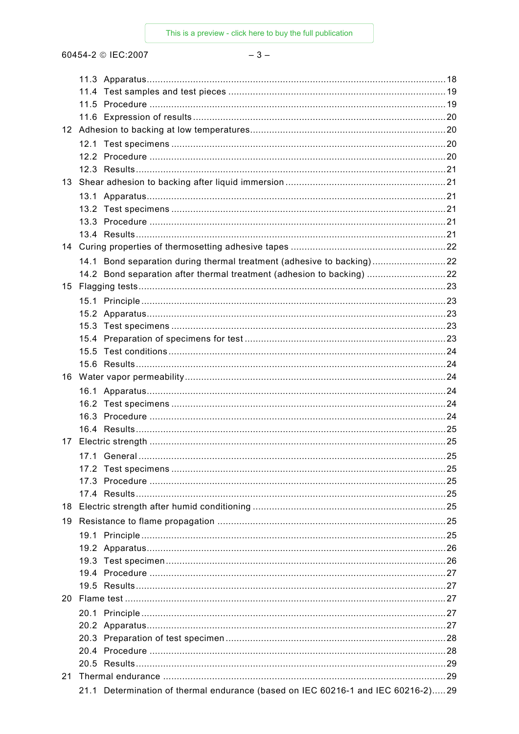11.3 Apparatus ........................................................................................................ 18
11.4 Test samples and test pieces ............................................................................. 19
11.5 Procedure ......................................................................................................... 19
11.6 Expression of results .......................................................................................... 20

12 Adhesion to backing at low temperatures ..................................................................... 20
12.1 Test specimens .................................................................................................. 20
12.2 Procedure ......................................................................................................... 20
12.3 Results .............................................................................................................. 21

13 Shear adhesion to backing after liquid immersion .......................................................... 21
13.1 Apparatus ........................................................................................................... 21
13.2 Test specimens .................................................................................................. 21
13.3 Procedure ......................................................................................................... 21
13.4 Results .............................................................................................................. 21

14 Curing properties of thermosetting adhesive tapes ....................................................... 22
14.1 Bond separation during thermal treatment (adhesive to backing) ........................... 22
14.2 Bond separation after thermal treatment (adhesion to backing) ............................. 22

15 Flagging tests .............................................................................................................. 23
15.1 Principle ............................................................................................................ 23
15.2 Apparatus ........................................................................................................... 23
15.3 Test specimens .................................................................................................. 23
15.4 Preparation of specimens for test ........................................................................ 23
15.5 Test conditions .................................................................................................. 24
15.6 Results .............................................................................................................. 24

16 Water vapor permeability ............................................................................................. 24
16.1 Apparatus ........................................................................................................... 24
16.2 Test specimens .................................................................................................. 24
16.3 Procedure ......................................................................................................... 24
16.4 Results .............................................................................................................. 25

17 Electric strength ........................................................................................................... 25
17.1 General .............................................................................................................. 25
17.2 Test specimens .................................................................................................. 25
17.3 Procedure ......................................................................................................... 25
17.4 Results .............................................................................................................. 25

18 Electric strength after humid conditioning ...................................................................... 25

19 Resistance to flame propagation .................................................................................. 25
19.1 Principle ............................................................................................................ 25
19.2 Apparatus ........................................................................................................... 26
19.3 Test specimen .................................................................................................... 26
19.4 Procedure ......................................................................................................... 27
19.5 Results .............................................................................................................. 27

20 Flame test ................................................................................................................... 27
20.1 Principle ............................................................................................................ 27
20.2 Apparatus ........................................................................................................... 27
20.3 Preparation of test specimen ............................................................................... 28
20.4 Procedure ......................................................................................................... 28
20.5 Results .............................................................................................................. 29

21 Thermal endurance ...................................................................................................... 29
21.1 Determination of thermal endurance (based on IEC 60216-1 and IEC 60216-2) ..... 29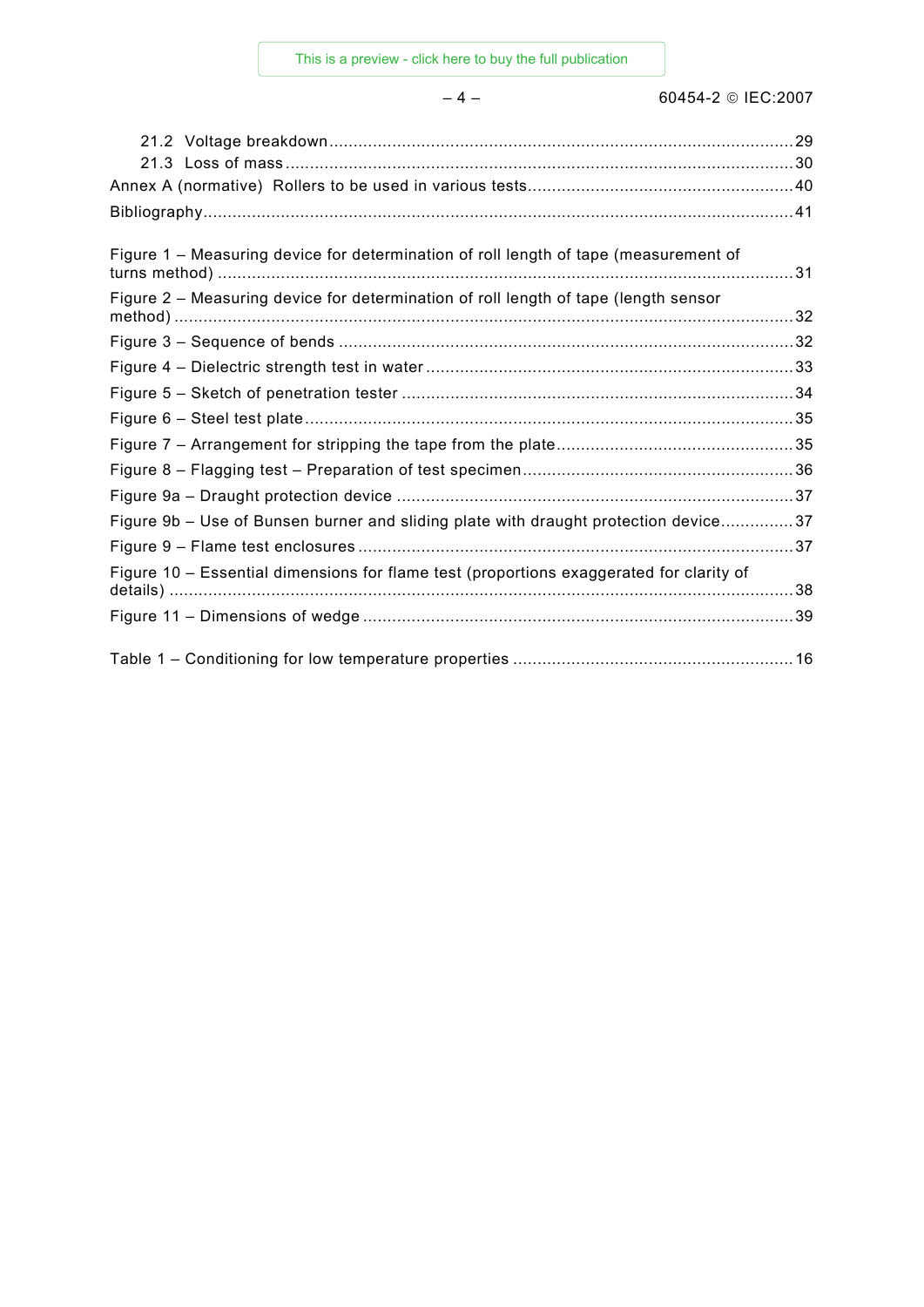21.2 Voltage breakdown ... 29
21.3 Loss of mass ... 30

Annex A (normative) Rollers to be used in various tests ... 40

Bibliography ... 41

Figure 1 – Measuring device for determination of roll length of tape (measurement of turns method) ... 31

Figure 2 – Measuring device for determination of roll length of tape (length sensor method) ... 32

Figure 3 – Sequence of bends ... 32

Figure 4 – Dielectric strength test in water ... 33

Figure 5 – Sketch of penetration tester ... 34

Figure 6 – Steel test plate ... 35

Figure 7 – Arrangement for stripping the tape from the plate ... 35

Figure 8 – Flagging test – Preparation of test specimen ... 36

Figure 9a – Draught protection device ... 37

Figure 9b – Use of Bunsen burner and sliding plate with draught protection device ... 37

Figure 9 – Flame test enclosures ... 37

Figure 10 – Essential dimensions for flame test (proportions exaggerated for clarity of details) ... 38

Figure 11 – Dimensions of wedge ... 39

Table 1 – Conditioning for low temperature properties ... 16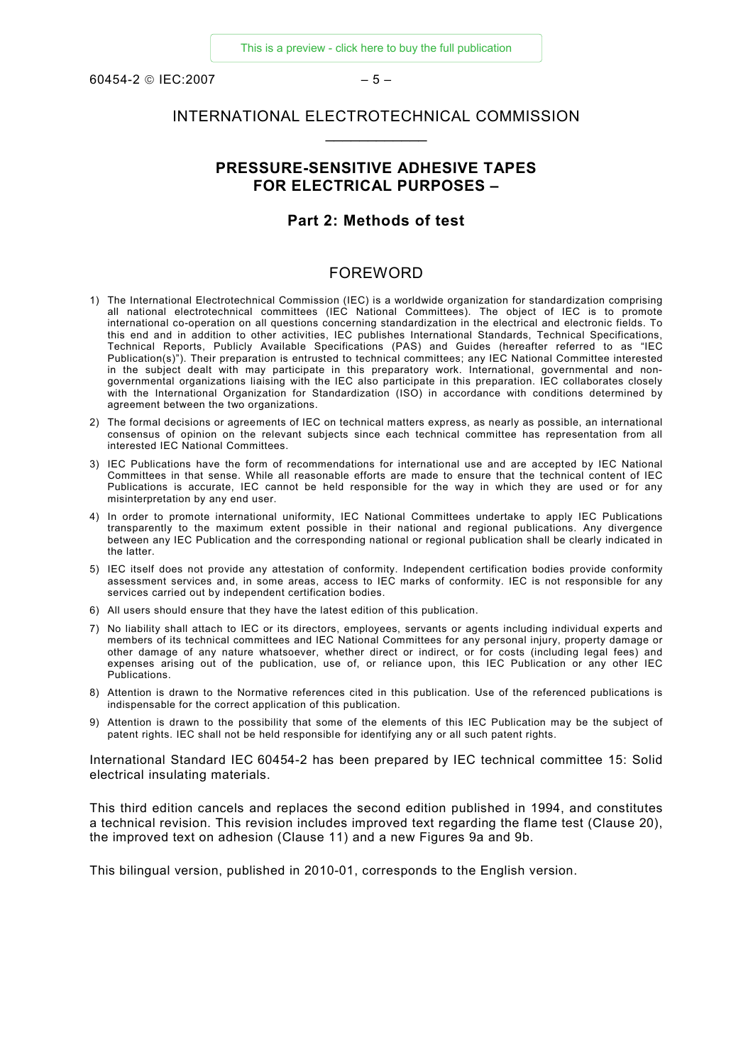# INTERNATIONAL ELECTROTECHNICAL COMMISSION

___________

## PRESSURE-SENSITIVE ADHESIVE TAPES FOR ELECTRICAL PURPOSES –

## Part 2: Methods of test

## FOREWORD

1) The International Electrotechnical Commission (IEC) is a worldwide organization for standardization comprising all national electrotechnical committees (IEC National Committees). The object of IEC is to promote international co-operation on all questions concerning standardization in the electrical and electronic fields. To this end and in addition to other activities, IEC publishes International Standards, Technical Specifications, Technical Reports, Publicly Available Specifications (PAS) and Guides (hereafter referred to as "IEC Publication(s)"). Their preparation is entrusted to technical committees; any IEC National Committee interested in the subject dealt with may participate in this preparatory work. International, governmental and non-governmental organizations liaising with the IEC also participate in this preparation. IEC collaborates closely with the International Organization for Standardization (ISO) in accordance with conditions determined by agreement between the two organizations.
2) The formal decisions or agreements of IEC on technical matters express, as nearly as possible, an international consensus of opinion on the relevant subjects since each technical committee has representation from all interested IEC National Committees.
3) IEC Publications have the form of recommendations for international use and are accepted by IEC National Committees in that sense. While all reasonable efforts are made to ensure that the technical content of IEC Publications is accurate, IEC cannot be held responsible for the way in which they are used or for any misinterpretation by any end user.
4) In order to promote international uniformity, IEC National Committees undertake to apply IEC Publications transparently to the maximum extent possible in their national and regional publications. Any divergence between any IEC Publication and the corresponding national or regional publication shall be clearly indicated in the latter.
5) IEC itself does not provide any attestation of conformity. Independent certification bodies provide conformity assessment services and, in some areas, access to IEC marks of conformity. IEC is not responsible for any services carried out by independent certification bodies.
6) All users should ensure that they have the latest edition of this publication.
7) No liability shall attach to IEC or its directors, employees, servants or agents including individual experts and members of its technical committees and IEC National Committees for any personal injury, property damage or other damage of any nature whatsoever, whether direct or indirect, or for costs (including legal fees) and expenses arising out of the publication, use of, or reliance upon, this IEC Publication or any other IEC Publications.
8) Attention is drawn to the Normative references cited in this publication. Use of the referenced publications is indispensable for the correct application of this publication.
9) Attention is drawn to the possibility that some of the elements of this IEC Publication may be the subject of patent rights. IEC shall not be held responsible for identifying any or all such patent rights.

International Standard IEC 60454-2 has been prepared by IEC technical committee 15: Solid electrical insulating materials.

This third edition cancels and replaces the second edition published in 1994, and constitutes a technical revision. This revision includes improved text regarding the flame test (Clause 20), the improved text on adhesion (Clause 11) and a new Figures 9a and 9b.

This bilingual version, published in 2010-01, corresponds to the English version.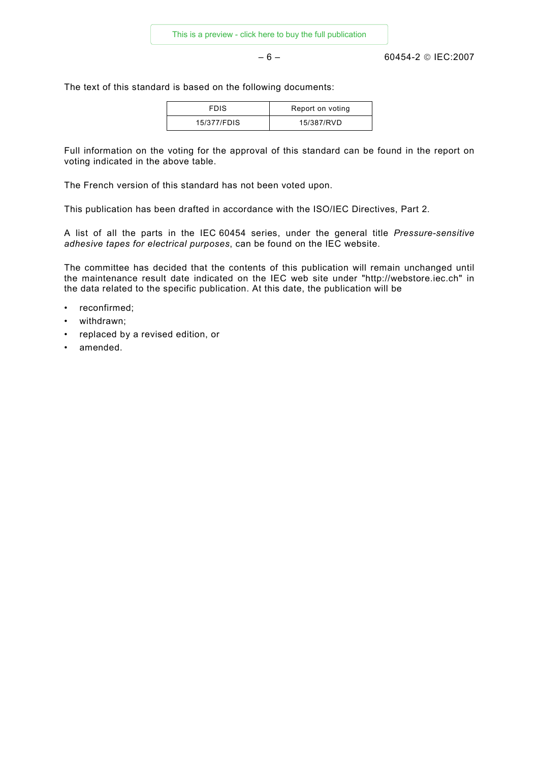The text of this standard is based on the following documents:

| FDIS | Report on voting |
| --- | --- |
| 15/377/FDIS | 15/387/RVD |

Full information on the voting for the approval of this standard can be found in the report on voting indicated in the above table.

The French version of this standard has not been voted upon.

This publication has been drafted in accordance with the ISO/IEC Directives, Part 2.

A list of all the parts in the IEC 60454 series, under the general title *Pressure-sensitive adhesive tapes for electrical purposes*, can be found on the IEC website.

The committee has decided that the contents of this publication will remain unchanged until the maintenance result date indicated on the IEC web site under "http://webstore.iec.ch" in the data related to the specific publication. At this date, the publication will be

- reconfirmed;
- withdrawn;
- replaced by a revised edition, or
- amended.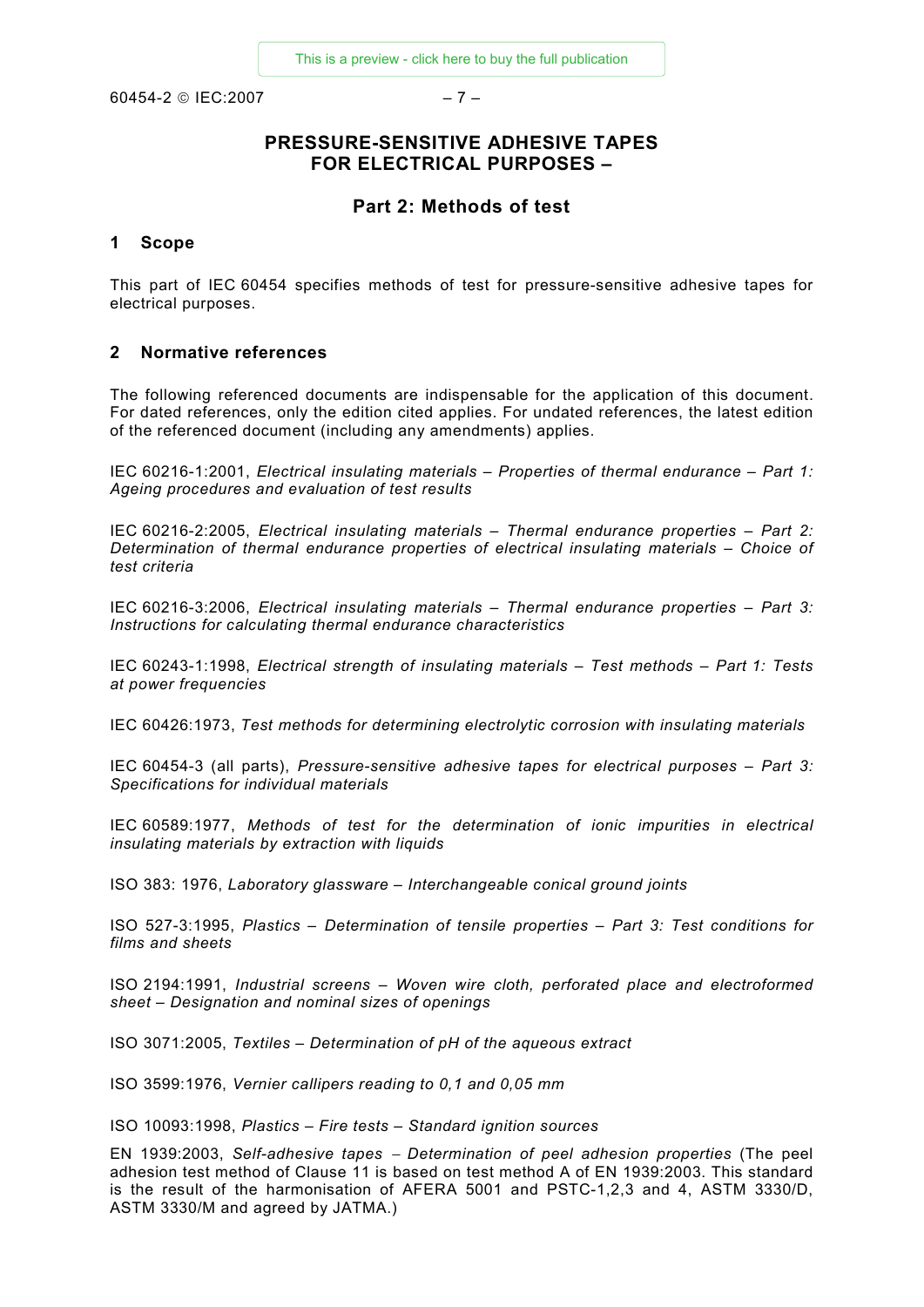# PRESSURE-SENSITIVE ADHESIVE TAPES FOR ELECTRICAL PURPOSES –

## Part 2: Methods of test

### 1 Scope

This part of IEC 60454 specifies methods of test for pressure-sensitive adhesive tapes for electrical purposes.

### 2 Normative references

The following referenced documents are indispensable for the application of this document. For dated references, only the edition cited applies. For undated references, the latest edition of the referenced document (including any amendments) applies.

IEC 60216-1:2001, *Electrical insulating materials – Properties of thermal endurance – Part 1: Ageing procedures and evaluation of test results*

IEC 60216-2:2005, *Electrical insulating materials – Thermal endurance properties – Part 2: Determination of thermal endurance properties of electrical insulating materials – Choice of test criteria*

IEC 60216-3:2006, *Electrical insulating materials – Thermal endurance properties – Part 3: Instructions for calculating thermal endurance characteristics*

IEC 60243-1:1998, *Electrical strength of insulating materials – Test methods – Part 1: Tests at power frequencies*

IEC 60426:1973, *Test methods for determining electrolytic corrosion with insulating materials*

IEC 60454-3 (all parts), *Pressure-sensitive adhesive tapes for electrical purposes – Part 3: Specifications for individual materials*

IEC 60589:1977, *Methods of test for the determination of ionic impurities in electrical insulating materials by extraction with liquids*

ISO 383: 1976, *Laboratory glassware – Interchangeable conical ground joints*

ISO 527-3:1995, *Plastics – Determination of tensile properties – Part 3: Test conditions for films and sheets*

ISO 2194:1991, *Industrial screens – Woven wire cloth, perforated place and electroformed sheet – Designation and nominal sizes of openings*

ISO 3071:2005, *Textiles – Determination of pH of the aqueous extract*

ISO 3599:1976, *Vernier callipers reading to 0,1 and 0,05 mm*

ISO 10093:1998, *Plastics – Fire tests – Standard ignition sources*

EN 1939:2003, *Self-adhesive tapes – Determination of peel adhesion properties* (The peel adhesion test method of Clause 11 is based on test method A of EN 1939:2003. This standard is the result of the harmonisation of AFERA 5001 and PSTC-1,2,3 and 4, ASTM 3330/D, ASTM 3330/M and agreed by JATMA.)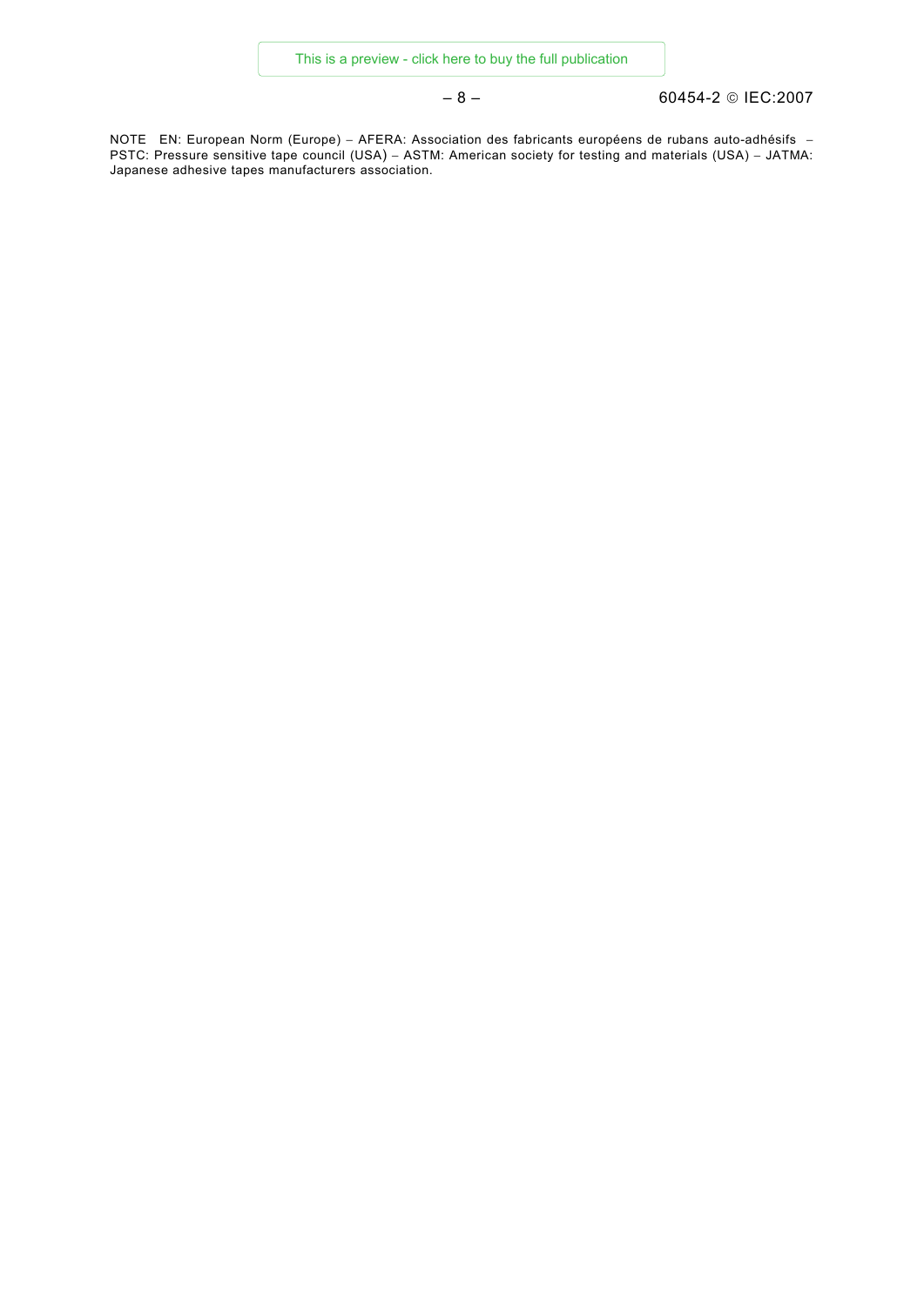NOTE EN: European Norm (Europe) – AFERA: Association des fabricants européens de rubans auto-adhésifs – PSTC: Pressure sensitive tape council (USA) – ASTM: American society for testing and materials (USA) – JATMA: Japanese adhesive tapes manufacturers association.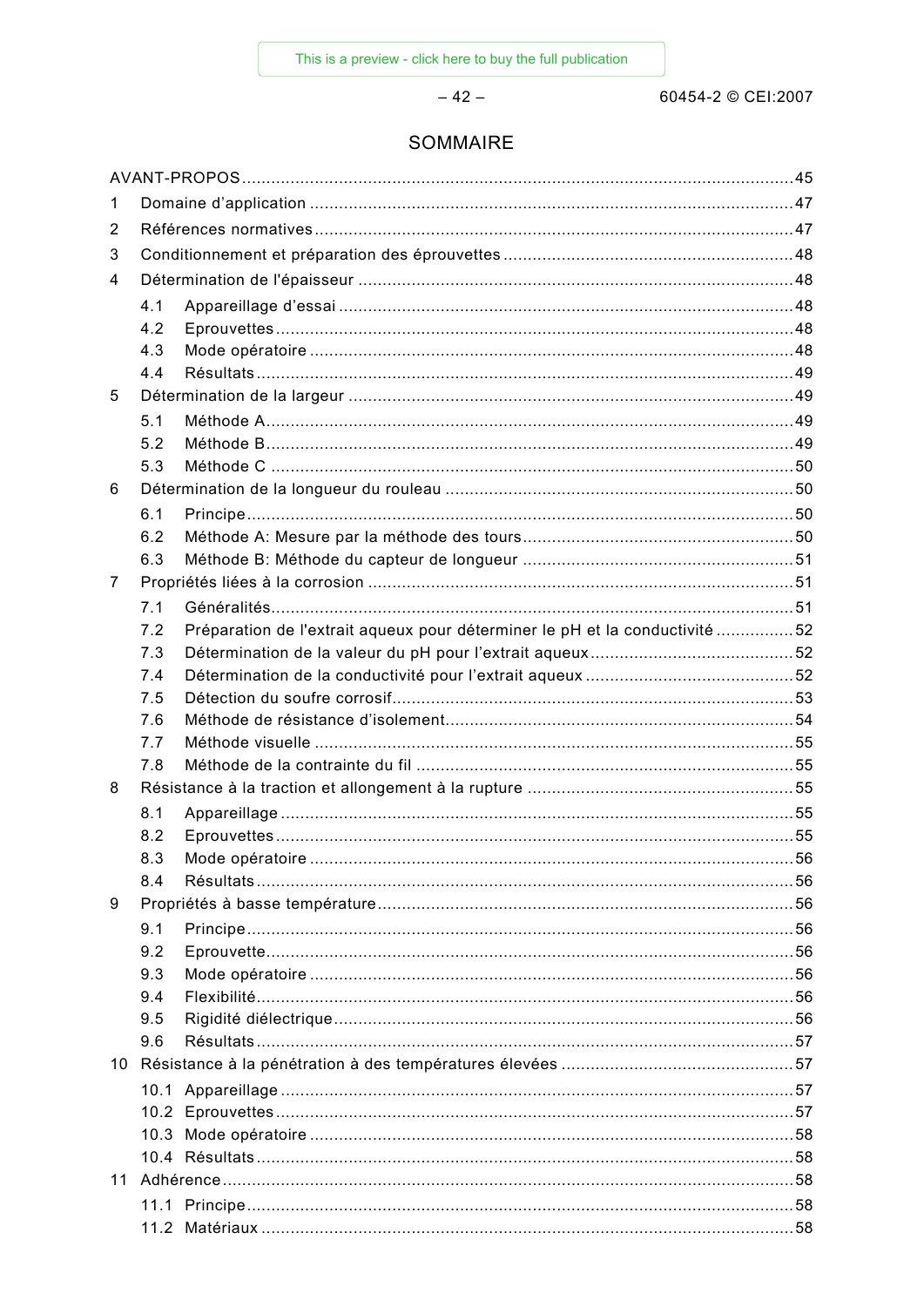# SOMMAIRE

AVANT-PROPOS ........................................................................................................................ 45

1 Domaine d'application ........................................................................................................ 47

2 Références normatives ........................................................................................................ 47

3 Conditionnement et préparation des éprouvettes ................................................................. 48

4 Détermination de l'épaisseur ............................................................................................... 48

- 4.1 Appareillage d'essai ..................................................................................................... 48
- 4.2 Eprouvettes ................................................................................................................. 48
- 4.3 Mode opératoire .......................................................................................................... 48
- 4.4 Résultats ..................................................................................................................... 49

5 Détermination de la largeur ................................................................................................. 49

- 5.1 Méthode A ................................................................................................................... 49
- 5.2 Méthode B ................................................................................................................... 49
- 5.3 Méthode C .................................................................................................................. 50

6 Détermination de la longueur du rouleau ............................................................................. 50

- 6.1 Principe ....................................................................................................................... 50
- 6.2 Méthode A: Mesure par la méthode des tours ............................................................... 50
- 6.3 Méthode B: Méthode du capteur de longueur ............................................................... 51

7 Propriétés liées à la corrosion ............................................................................................. 51

- 7.1 Généralités .................................................................................................................. 51
- 7.2 Préparation de l'extrait aqueux pour déterminer le pH et la conductivité ........................ 52
- 7.3 Détermination de la valeur du pH pour l'extrait aqueux ................................................. 52
- 7.4 Détermination de la conductivité pour l'extrait aqueux .................................................. 52
- 7.5 Détection du soufre corrosif ......................................................................................... 53
- 7.6 Méthode de résistance d'isolement ............................................................................... 54
- 7.7 Méthode visuelle ......................................................................................................... 55
- 7.8 Méthode de la contrainte du fil ..................................................................................... 55

8 Résistance à la traction et allongement à la rupture ............................................................ 55

- 8.1 Appareillage ................................................................................................................ 55
- 8.2 Eprouvettes ................................................................................................................. 55
- 8.3 Mode opératoire .......................................................................................................... 56
- 8.4 Résultats ..................................................................................................................... 56

9 Propriétés à basse température ............................................................................................ 56

- 9.1 Principe ....................................................................................................................... 56
- 9.2 Eprouvette ................................................................................................................... 56
- 9.3 Mode opératoire .......................................................................................................... 56
- 9.4 Flexibilité .................................................................................................................... 56
- 9.5 Rigidité diélectrique ..................................................................................................... 56
- 9.6 Résultats ..................................................................................................................... 57

10 Résistance à la pénétration à des températures élevées ..................................................... 57

- 10.1 Appareillage ............................................................................................................... 57
- 10.2 Eprouvettes ................................................................................................................ 57
- 10.3 Mode opératoire ......................................................................................................... 58
- 10.4 Résultats .................................................................................................................... 58

11 Adhérence .......................................................................................................................... 58

- 11.1 Principe ...................................................................................................................... 58
- 11.2 Matériaux ................................................................................................................... 58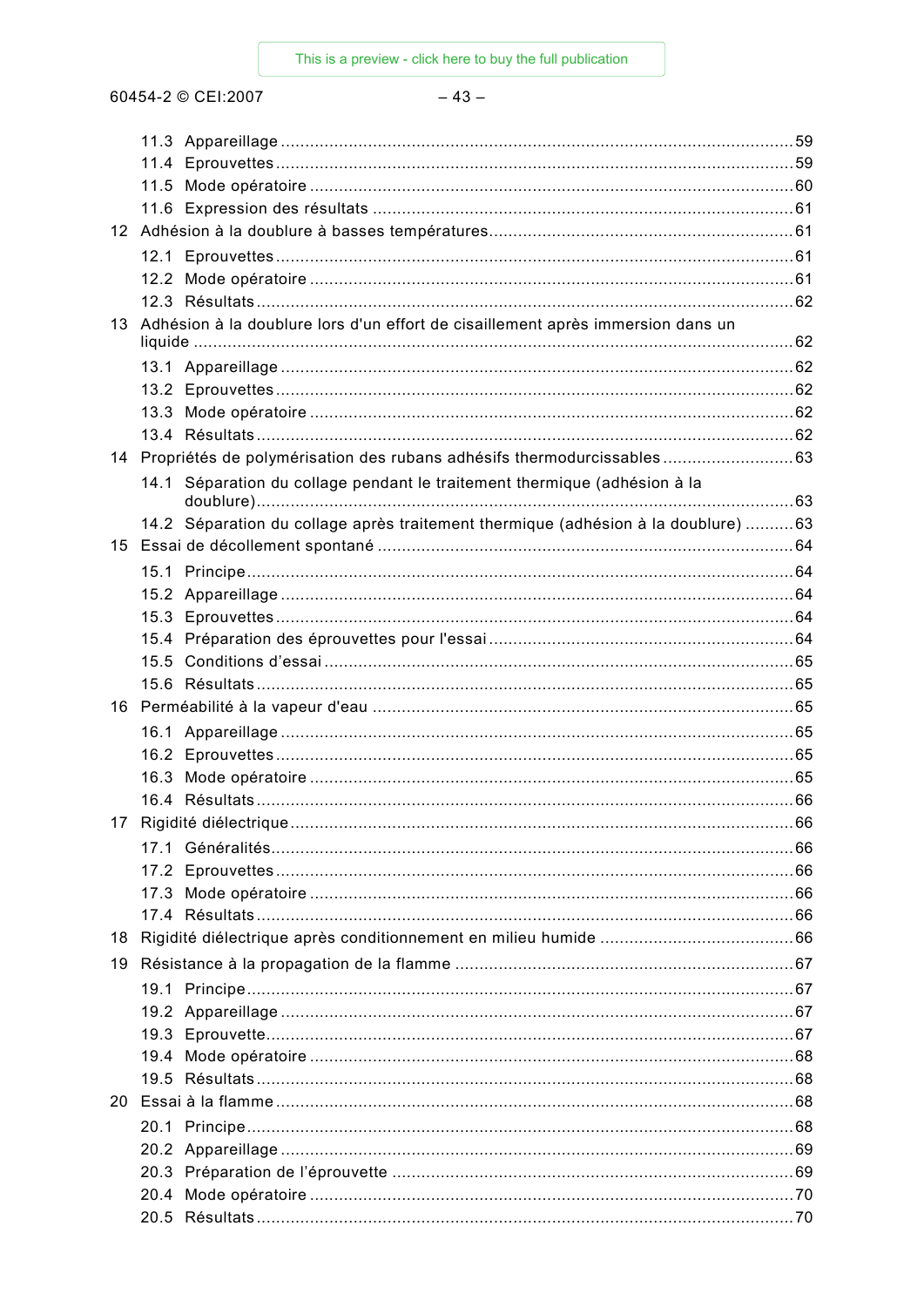11.3 Appareillage ........................................................................................................ 59
11.4 Eprouvettes ......................................................................................................... 59
11.5 Mode opératoire .................................................................................................. 60
11.6 Expression des résultats ..................................................................................... 61

12 Adhésion à la doublure à basses températures ............................................................. 61

12.1 Eprouvettes ......................................................................................................... 61
12.2 Mode opératoire .................................................................................................. 61
12.3 Résultats ............................................................................................................. 62

13 Adhésion à la doublure lors d'un effort de cisaillement après immersion dans un liquide ........................................................................................................................... 62

13.1 Appareillage ........................................................................................................ 62
13.2 Eprouvettes ......................................................................................................... 62
13.3 Mode opératoire .................................................................................................. 62
13.4 Résultats ............................................................................................................. 62

14 Propriétés de polymérisation des rubans adhésifs thermodurcissables .......................... 63

14.1 Séparation du collage pendant le traitement thermique (adhésion à la doublure) ........................................................................................................... 63
14.2 Séparation du collage après traitement thermique (adhésion à la doublure) .......... 63

15 Essai de décollement spontané .................................................................................... 64

15.1 Principe ............................................................................................................... 64
15.2 Appareillage ........................................................................................................ 64
15.3 Eprouvettes ......................................................................................................... 64
15.4 Préparation des éprouvettes pour l'essai ............................................................. 64
15.5 Conditions d'essai ............................................................................................... 65
15.6 Résultats ............................................................................................................. 65

16 Perméabilité à la vapeur d'eau ..................................................................................... 65

16.1 Appareillage ........................................................................................................ 65
16.2 Eprouvettes ......................................................................................................... 65
16.3 Mode opératoire .................................................................................................. 65
16.4 Résultats ............................................................................................................. 66

17 Rigidité diélectrique ...................................................................................................... 66

17.1 Généralités .......................................................................................................... 66
17.2 Eprouvettes ......................................................................................................... 66
17.3 Mode opératoire .................................................................................................. 66
17.4 Résultats ............................................................................................................. 66

18 Rigidité diélectrique après conditionnement en milieu humide ....................................... 66

19 Résistance à la propagation de la flamme .................................................................... 67

19.1 Principe ............................................................................................................... 67
19.2 Appareillage ........................................................................................................ 67
19.3 Eprouvette ........................................................................................................... 67
19.4 Mode opératoire .................................................................................................. 68
19.5 Résultats ............................................................................................................. 68

20 Essai à la flamme ......................................................................................................... 68

20.1 Principe ............................................................................................................... 68
20.2 Appareillage ........................................................................................................ 69
20.3 Préparation de l'éprouvette ................................................................................. 69
20.4 Mode opératoire .................................................................................................. 70
20.5 Résultats ............................................................................................................. 70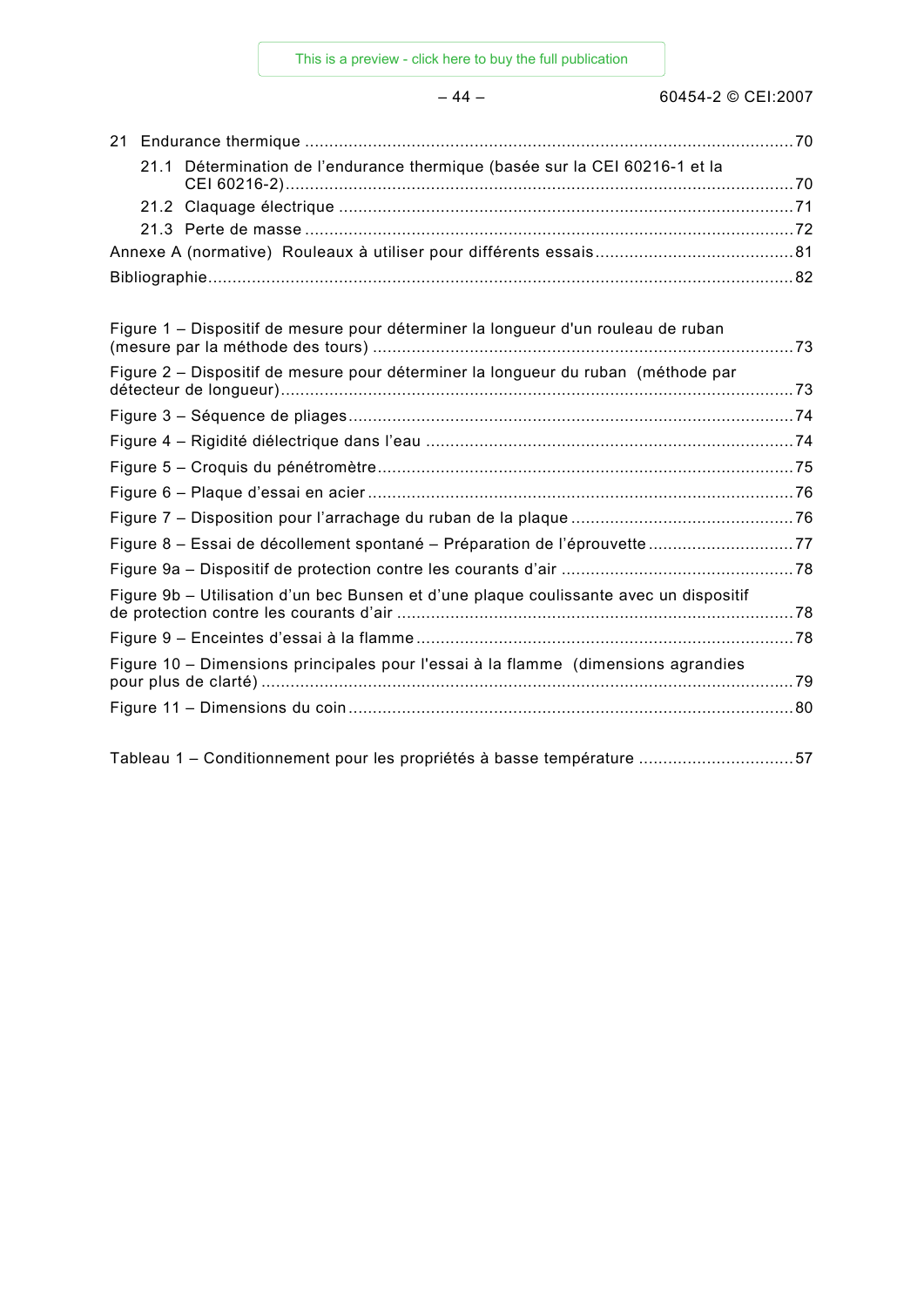21 Endurance thermique ....................................................................................................70

21.1 Détermination de l'endurance thermique (basée sur la CEI 60216-1 et la CEI 60216-2)........................................................................................................70

21.2 Claquage électrique ............................................................................................71

21.3 Perte de masse ...................................................................................................72

Annexe A (normative) Rouleaux à utiliser pour différents essais........................................81

Bibliographie......................................................................................................................82

Figure 1 – Dispositif de mesure pour déterminer la longueur d'un rouleau de ruban (mesure par la méthode des tours) .....................................................................................73

Figure 2 – Dispositif de mesure pour déterminer la longueur du ruban (méthode par détecteur de longueur)........................................................................................................73

Figure 3 – Séquence de pliages...........................................................................................74

Figure 4 – Rigidité diélectrique dans l'eau ...........................................................................74

Figure 5 – Croquis du pénétromètre.....................................................................................75

Figure 6 – Plaque d'essai en acier .......................................................................................76

Figure 7 – Disposition pour l'arrachage du ruban de la plaque .............................................76

Figure 8 – Essai de décollement spontané – Préparation de l'éprouvette .............................77

Figure 9a – Dispositif de protection contre les courants d'air ...............................................78

Figure 9b – Utilisation d'un bec Bunsen et d'une plaque coulissante avec un dispositif de protection contre les courants d'air .................................................................................78

Figure 9 – Enceintes d'essai à la flamme .............................................................................78

Figure 10 – Dimensions principales pour l'essai à la flamme (dimensions agrandies pour plus de clarté) ............................................................................................................79

Figure 11 – Dimensions du coin...........................................................................................80

Tableau 1 – Conditionnement pour les propriétés à basse température ...............................57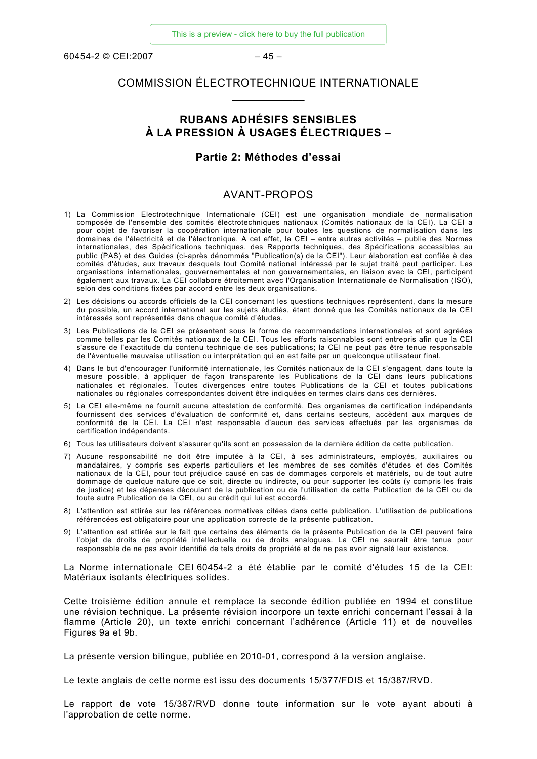# COMMISSION ÉLECTROTECHNIQUE INTERNATIONALE

____________

## RUBANS ADHÉSIFS SENSIBLES À LA PRESSION À USAGES ÉLECTRIQUES –

### Partie 2: Méthodes d'essai

## AVANT-PROPOS

1) La Commission Electrotechnique Internationale (CEI) est une organisation mondiale de normalisation composée de l'ensemble des comités électrotechniques nationaux (Comités nationaux de la CEI). La CEI a pour objet de favoriser la coopération internationale pour toutes les questions de normalisation dans les domaines de l'électricité et de l'électronique. A cet effet, la CEI – entre autres activités – publie des Normes internationales, des Spécifications techniques, des Rapports techniques, des Spécifications accessibles au public (PAS) et des Guides (ci-après dénommés "Publication(s) de la CEI"). Leur élaboration est confiée à des comités d'études, aux travaux desquels tout Comité national intéressé par le sujet traité peut participer. Les organisations internationales, gouvernementales et non gouvernementales, en liaison avec la CEI, participent également aux travaux. La CEI collabore étroitement avec l'Organisation Internationale de Normalisation (ISO), selon des conditions fixées par accord entre les deux organisations.
2) Les décisions ou accords officiels de la CEI concernant les questions techniques représentent, dans la mesure du possible, un accord international sur les sujets étudiés, étant donné que les Comités nationaux de la CEI intéressés sont représentés dans chaque comité d'études.
3) Les Publications de la CEI se présentent sous la forme de recommandations internationales et sont agréées comme telles par les Comités nationaux de la CEI. Tous les efforts raisonnables sont entrepris afin que la CEI s'assure de l'exactitude du contenu technique de ses publications; la CEI ne peut pas être tenue responsable de l'éventuelle mauvaise utilisation ou interprétation qui en est faite par un quelconque utilisateur final.
4) Dans le but d'encourager l'uniformité internationale, les Comités nationaux de la CEI s'engagent, dans toute la mesure possible, à appliquer de façon transparente les Publications de la CEI dans leurs publications nationales et régionales. Toutes divergences entre toutes Publications de la CEI et toutes publications nationales ou régionales correspondantes doivent être indiquées en termes clairs dans ces dernières.
5) La CEI elle-même ne fournit aucune attestation de conformité. Des organismes de certification indépendants fournissent des services d'évaluation de conformité et, dans certains secteurs, accèdent aux marques de conformité de la CEI. La CEI n'est responsable d'aucun des services effectués par les organismes de certification indépendants.
6) Tous les utilisateurs doivent s'assurer qu'ils sont en possession de la dernière édition de cette publication.
7) Aucune responsabilité ne doit être imputée à la CEI, à ses administrateurs, employés, auxiliaires ou mandataires, y compris ses experts particuliers et les membres de ses comités d'études et des Comités nationaux de la CEI, pour tout préjudice causé en cas de dommages corporels et matériels, ou de tout autre dommage de quelque nature que ce soit, directe ou indirecte, ou pour supporter les coûts (y compris les frais de justice) et les dépenses découlant de la publication ou de l'utilisation de cette Publication de la CEI ou de toute autre Publication de la CEI, ou au crédit qui lui est accordé.
8) L'attention est attirée sur les références normatives citées dans cette publication. L'utilisation de publications référencées est obligatoire pour une application correcte de la présente publication.
9) L'attention est attirée sur le fait que certains des éléments de la présente Publication de la CEI peuvent faire l'objet de droits de propriété intellectuelle ou de droits analogues. La CEI ne saurait être tenue pour responsable de ne pas avoir identifié de tels droits de propriété et de ne pas avoir signalé leur existence.

La Norme internationale CEI 60454-2 a été établie par le comité d'études 15 de la CEI: Matériaux isolants électriques solides.

Cette troisième édition annule et remplace la seconde édition publiée en 1994 et constitue une révision technique. La présente révision incorpore un texte enrichi concernant l'essai à la flamme (Article 20), un texte enrichi concernant l'adhérence (Article 11) et de nouvelles Figures 9a et 9b.

La présente version bilingue, publiée en 2010-01, correspond à la version anglaise.

Le texte anglais de cette norme est issu des documents 15/377/FDIS et 15/387/RVD.

Le rapport de vote 15/387/RVD donne toute information sur le vote ayant abouti à l'approbation de cette norme.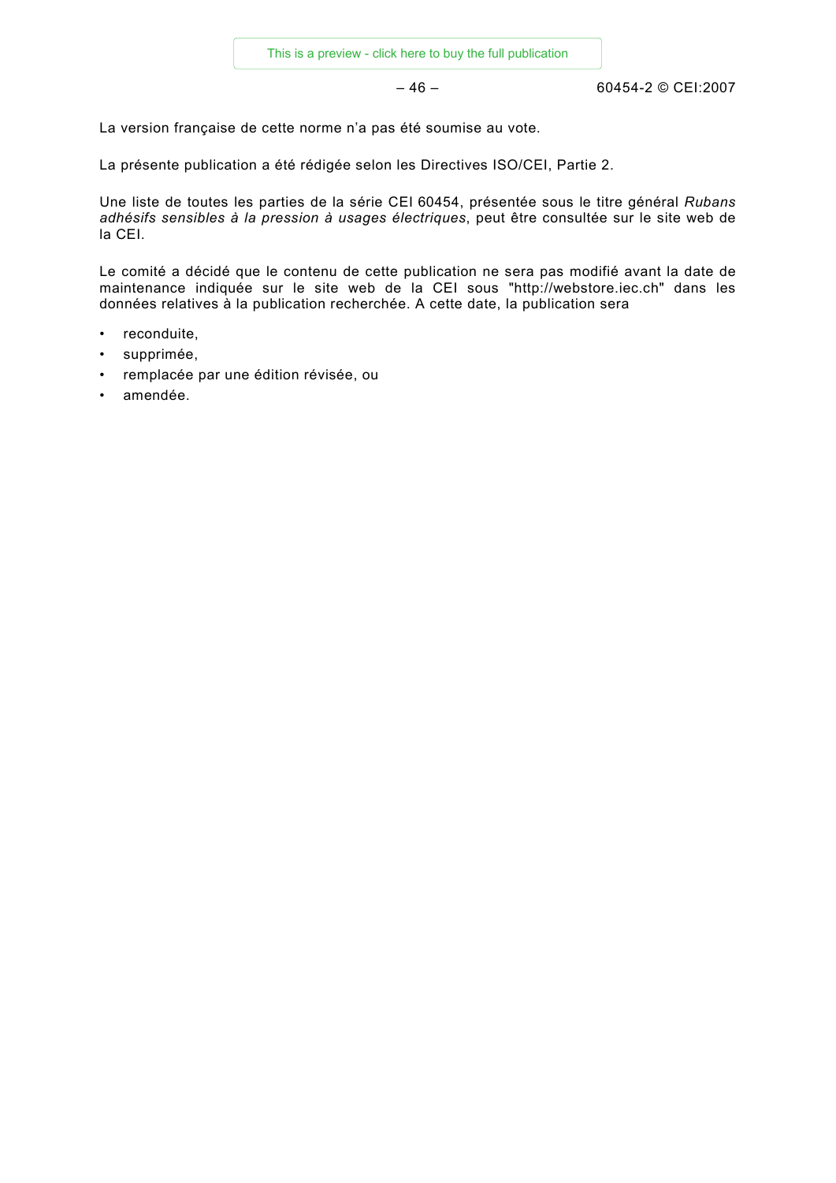La version française de cette norme n'a pas été soumise au vote.

La présente publication a été rédigée selon les Directives ISO/CEI, Partie 2.

Une liste de toutes les parties de la série CEI 60454, présentée sous le titre général *Rubans adhésifs sensibles à la pression à usages électriques*, peut être consultée sur le site web de la CEI.

Le comité a décidé que le contenu de cette publication ne sera pas modifié avant la date de maintenance indiquée sur le site web de la CEI sous "http://webstore.iec.ch" dans les données relatives à la publication recherchée. A cette date, la publication sera

- reconduite,
- supprimée,
- remplacée par une édition révisée, ou
- amendée.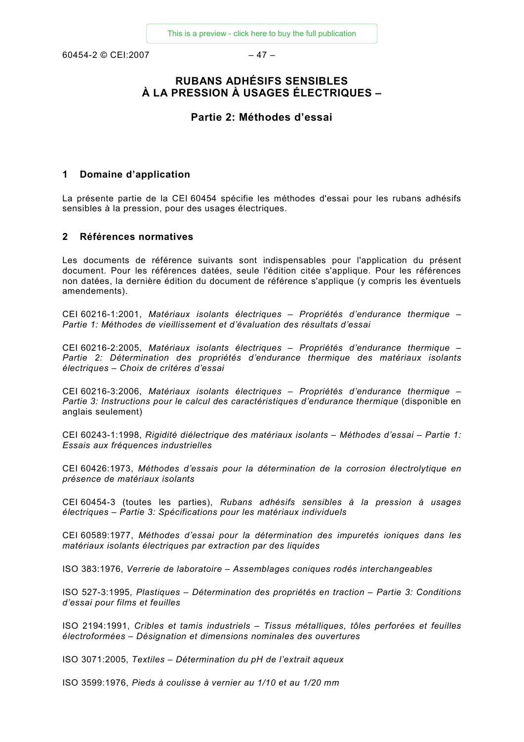# RUBANS ADHÉSIFS SENSIBLES À LA PRESSION À USAGES ÉLECTRIQUES –

## Partie 2: Méthodes d'essai

## 1 Domaine d'application

La présente partie de la CEI 60454 spécifie les méthodes d'essai pour les rubans adhésifs sensibles à la pression, pour des usages électriques.

## 2 Références normatives

Les documents de référence suivants sont indispensables pour l'application du présent document. Pour les références datées, seule l'édition citée s'applique. Pour les références non datées, la dernière édition du document de référence s'applique (y compris les éventuels amendements).

CEI 60216-1:2001, *Matériaux isolants électriques – Propriétés d'endurance thermique – Partie 1: Méthodes de vieillissement et d'évaluation des résultats d'essai*

CEI 60216-2:2005, *Matériaux isolants électriques – Propriétés d'endurance thermique – Partie 2: Détermination des propriétés d'endurance thermique des matériaux isolants électriques – Choix de critères d'essai*

CEI 60216-3:2006, *Matériaux isolants électriques – Propriétés d'endurance thermique – Partie 3: Instructions pour le calcul des caractéristiques d'endurance thermique* (disponible en anglais seulement)

CEI 60243-1:1998, *Rigidité diélectrique des matériaux isolants – Méthodes d'essai – Partie 1: Essais aux fréquences industrielles*

CEI 60426:1973, *Méthodes d'essais pour la détermination de la corrosion électrolytique en présence de matériaux isolants*

CEI 60454-3 (toutes les parties), *Rubans adhésifs sensibles à la pression à usages électriques – Partie 3: Spécifications pour les matériaux individuels*

CEI 60589:1977, *Méthodes d'essai pour la détermination des impuretés ioniques dans les matériaux isolants électriques par extraction par des liquides*

ISO 383:1976, *Verrerie de laboratoire – Assemblages coniques rodés interchangeables*

ISO 527-3:1995, *Plastiques – Détermination des propriétés en traction – Partie 3: Conditions d'essai pour films et feuilles*

ISO 2194:1991, *Cribles et tamis industriels – Tissus métalliques, tôles perforées et feuilles électroformées – Désignation et dimensions nominales des ouvertures*

ISO 3071:2005, *Textiles – Détermination du pH de l'extrait aqueux*

ISO 3599:1976, *Pieds à coulisse à vernier au 1/10 et au 1/20 mm*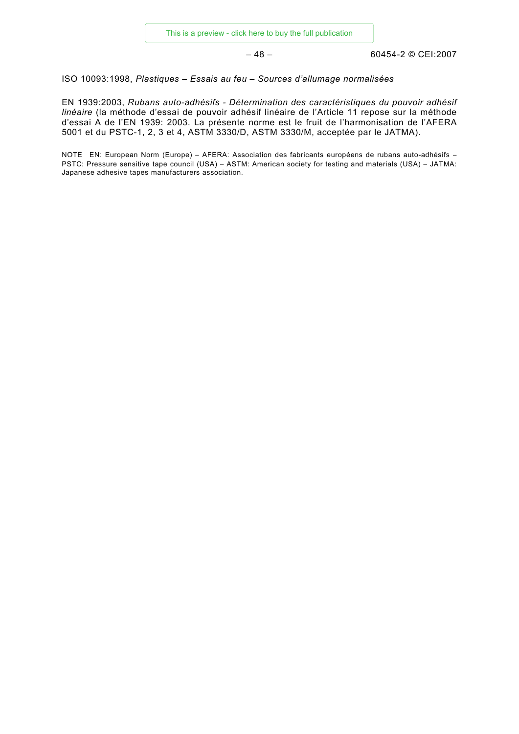ISO 10093:1998, *Plastiques – Essais au feu – Sources d'allumage normalisées*

EN 1939:2003, *Rubans auto-adhésifs - Détermination des caractéristiques du pouvoir adhésif linéaire* (la méthode d'essai de pouvoir adhésif linéaire de l'Article 11 repose sur la méthode d'essai A de l'EN 1939: 2003. La présente norme est le fruit de l'harmonisation de l'AFERA 5001 et du PSTC-1, 2, 3 et 4, ASTM 3330/D, ASTM 3330/M, acceptée par le JATMA).

NOTE EN: European Norm (Europe) – AFERA: Association des fabricants européens de rubans auto-adhésifs – PSTC: Pressure sensitive tape council (USA) – ASTM: American society for testing and materials (USA) – JATMA: Japanese adhesive tapes manufacturers association.